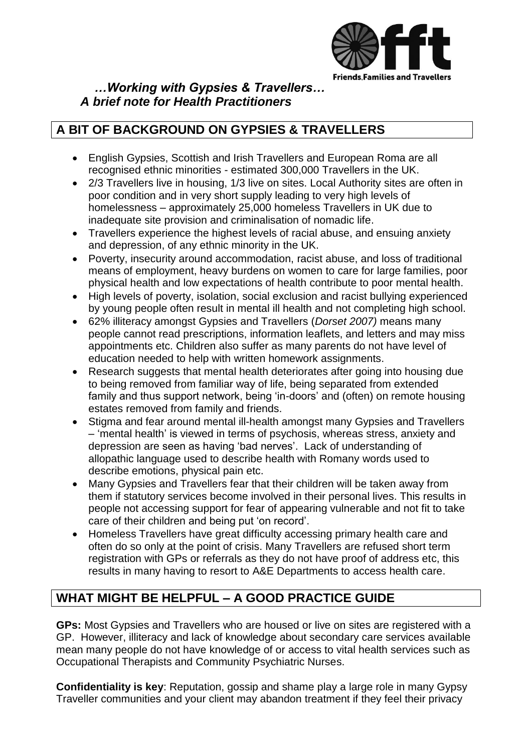Friends,Families and Travellers

*…Working with Gypsies & Travellers…*
*A brief note for Health Practitioners*

## A BIT OF BACKGROUND ON GYPSIES & TRAVELLERS

- English Gypsies, Scottish and Irish Travellers and European Roma are all recognised ethnic minorities - estimated 300,000 Travellers in the UK.
- 2/3 Travellers live in housing, 1/3 live on sites. Local Authority sites are often in poor condition and in very short supply leading to very high levels of homelessness – approximately 25,000 homeless Travellers in UK due to inadequate site provision and criminalisation of nomadic life.
- Travellers experience the highest levels of racial abuse, and ensuing anxiety and depression, of any ethnic minority in the UK.
- Poverty, insecurity around accommodation, racist abuse, and loss of traditional means of employment, heavy burdens on women to care for large families, poor physical health and low expectations of health contribute to poor mental health.
- High levels of poverty, isolation, social exclusion and racist bullying experienced by young people often result in mental ill health and not completing high school.
- 62% illiteracy amongst Gypsies and Travellers (*Dorset 2007)* means many people cannot read prescriptions, information leaflets, and letters and may miss appointments etc. Children also suffer as many parents do not have level of education needed to help with written homework assignments.
- Research suggests that mental health deteriorates after going into housing due to being removed from familiar way of life, being separated from extended family and thus support network, being 'in-doors' and (often) on remote housing estates removed from family and friends.
- Stigma and fear around mental ill-health amongst many Gypsies and Travellers – 'mental health' is viewed in terms of psychosis, whereas stress, anxiety and depression are seen as having 'bad nerves'. Lack of understanding of allopathic language used to describe health with Romany words used to describe emotions, physical pain etc.
- Many Gypsies and Travellers fear that their children will be taken away from them if statutory services become involved in their personal lives. This results in people not accessing support for fear of appearing vulnerable and not fit to take care of their children and being put 'on record'.
- Homeless Travellers have great difficulty accessing primary health care and often do so only at the point of crisis. Many Travellers are refused short term registration with GPs or referrals as they do not have proof of address etc, this results in many having to resort to A&E Departments to access health care.

## WHAT MIGHT BE HELPFUL – A GOOD PRACTICE GUIDE

**GPs:** Most Gypsies and Travellers who are housed or live on sites are registered with a GP. However, illiteracy and lack of knowledge about secondary care services available mean many people do not have knowledge of or access to vital health services such as Occupational Therapists and Community Psychiatric Nurses.

**Confidentiality is key**: Reputation, gossip and shame play a large role in many Gypsy Traveller communities and your client may abandon treatment if they feel their privacy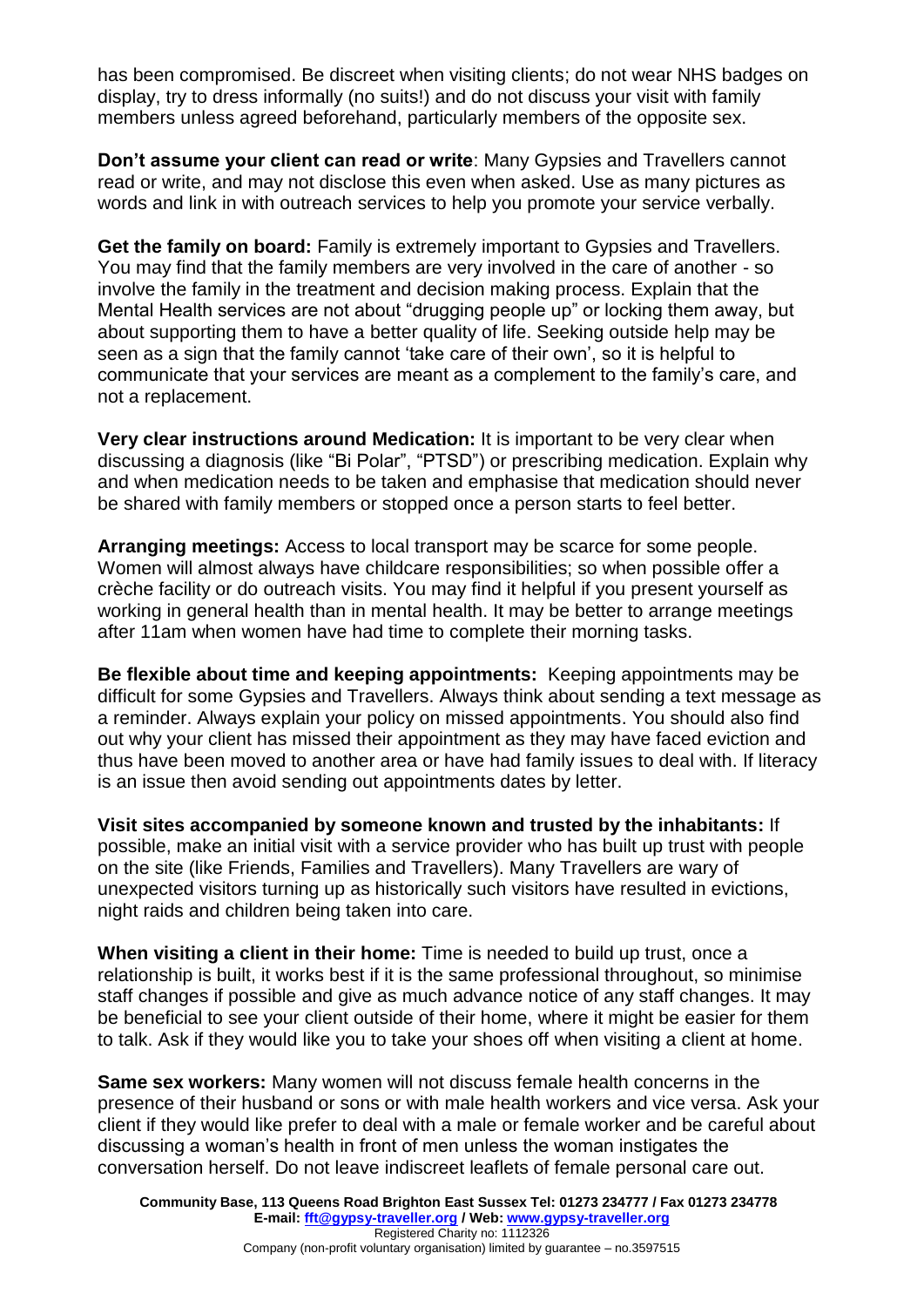has been compromised. Be discreet when visiting clients; do not wear NHS badges on display, try to dress informally (no suits!) and do not discuss your visit with family members unless agreed beforehand, particularly members of the opposite sex.

**Don't assume your client can read or write**: Many Gypsies and Travellers cannot read or write, and may not disclose this even when asked. Use as many pictures as words and link in with outreach services to help you promote your service verbally.

**Get the family on board:** Family is extremely important to Gypsies and Travellers. You may find that the family members are very involved in the care of another - so involve the family in the treatment and decision making process. Explain that the Mental Health services are not about "drugging people up" or locking them away, but about supporting them to have a better quality of life. Seeking outside help may be seen as a sign that the family cannot 'take care of their own', so it is helpful to communicate that your services are meant as a complement to the family's care, and not a replacement.

**Very clear instructions around Medication:** It is important to be very clear when discussing a diagnosis (like "Bi Polar", "PTSD") or prescribing medication. Explain why and when medication needs to be taken and emphasise that medication should never be shared with family members or stopped once a person starts to feel better.

**Arranging meetings:** Access to local transport may be scarce for some people. Women will almost always have childcare responsibilities; so when possible offer a crèche facility or do outreach visits. You may find it helpful if you present yourself as working in general health than in mental health. It may be better to arrange meetings after 11am when women have had time to complete their morning tasks.

**Be flexible about time and keeping appointments:** Keeping appointments may be difficult for some Gypsies and Travellers. Always think about sending a text message as a reminder. Always explain your policy on missed appointments. You should also find out why your client has missed their appointment as they may have faced eviction and thus have been moved to another area or have had family issues to deal with. If literacy is an issue then avoid sending out appointments dates by letter.

**Visit sites accompanied by someone known and trusted by the inhabitants:** If possible, make an initial visit with a service provider who has built up trust with people on the site (like Friends, Families and Travellers). Many Travellers are wary of unexpected visitors turning up as historically such visitors have resulted in evictions, night raids and children being taken into care.

**When visiting a client in their home:** Time is needed to build up trust, once a relationship is built, it works best if it is the same professional throughout, so minimise staff changes if possible and give as much advance notice of any staff changes. It may be beneficial to see your client outside of their home, where it might be easier for them to talk. Ask if they would like you to take your shoes off when visiting a client at home.

**Same sex workers:** Many women will not discuss female health concerns in the presence of their husband or sons or with male health workers and vice versa. Ask your client if they would like prefer to deal with a male or female worker and be careful about discussing a woman's health in front of men unless the woman instigates the conversation herself. Do not leave indiscreet leaflets of female personal care out.

**Community Base, 113 Queens Road Brighton East Sussex Tel: 01273 234777 / Fax 01273 234778**
**E-mail: fft@gypsy-traveller.org / Web: www.gypsy-traveller.org**
Registered Charity no: 1112326
Company (non-profit voluntary organisation) limited by guarantee – no.3597515